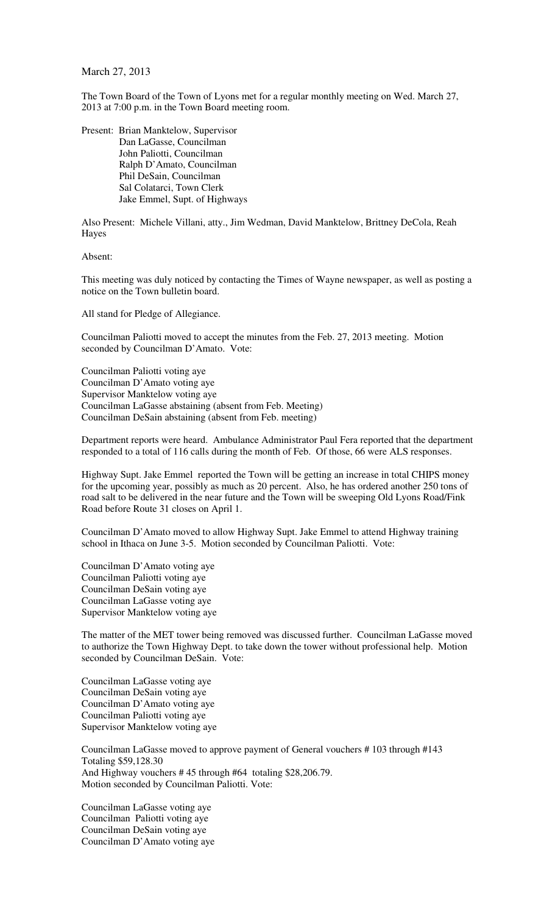March 27, 2013

The Town Board of the Town of Lyons met for a regular monthly meeting on Wed. March 27, 2013 at 7:00 p.m. in the Town Board meeting room.

Present: Brian Manktelow, Supervisor
Dan LaGasse, Councilman
John Paliotti, Councilman
Ralph D'Amato, Councilman
Phil DeSain, Councilman
Sal Colatarci, Town Clerk
Jake Emmel, Supt. of Highways

Also Present: Michele Villani, atty., Jim Wedman, David Manktelow, Brittney DeCola, Reah Hayes

Absent:

This meeting was duly noticed by contacting the Times of Wayne newspaper, as well as posting a notice on the Town bulletin board.

All stand for Pledge of Allegiance.

Councilman Paliotti moved to accept the minutes from the Feb. 27, 2013 meeting. Motion seconded by Councilman D'Amato. Vote:

Councilman Paliotti voting aye
Councilman D'Amato voting aye
Supervisor Manktelow voting aye
Councilman LaGasse abstaining (absent from Feb. Meeting)
Councilman DeSain abstaining (absent from Feb. meeting)

Department reports were heard. Ambulance Administrator Paul Fera reported that the department responded to a total of 116 calls during the month of Feb. Of those, 66 were ALS responses.

Highway Supt. Jake Emmel reported the Town will be getting an increase in total CHIPS money for the upcoming year, possibly as much as 20 percent. Also, he has ordered another 250 tons of road salt to be delivered in the near future and the Town will be sweeping Old Lyons Road/Fink Road before Route 31 closes on April 1.

Councilman D'Amato moved to allow Highway Supt. Jake Emmel to attend Highway training school in Ithaca on June 3-5. Motion seconded by Councilman Paliotti. Vote:

Councilman D'Amato voting aye
Councilman Paliotti voting aye
Councilman DeSain voting aye
Councilman LaGasse voting aye
Supervisor Manktelow voting aye

The matter of the MET tower being removed was discussed further. Councilman LaGasse moved to authorize the Town Highway Dept. to take down the tower without professional help. Motion seconded by Councilman DeSain. Vote:

Councilman LaGasse voting aye
Councilman DeSain voting aye
Councilman D'Amato voting aye
Councilman Paliotti voting aye
Supervisor Manktelow voting aye

Councilman LaGasse moved to approve payment of General vouchers # 103 through #143
Totaling $59,128.30
And Highway vouchers # 45 through #64 totaling $28,206.79.
Motion seconded by Councilman Paliotti. Vote:

Councilman LaGasse voting aye
Councilman Paliotti voting aye
Councilman DeSain voting aye
Councilman D'Amato voting aye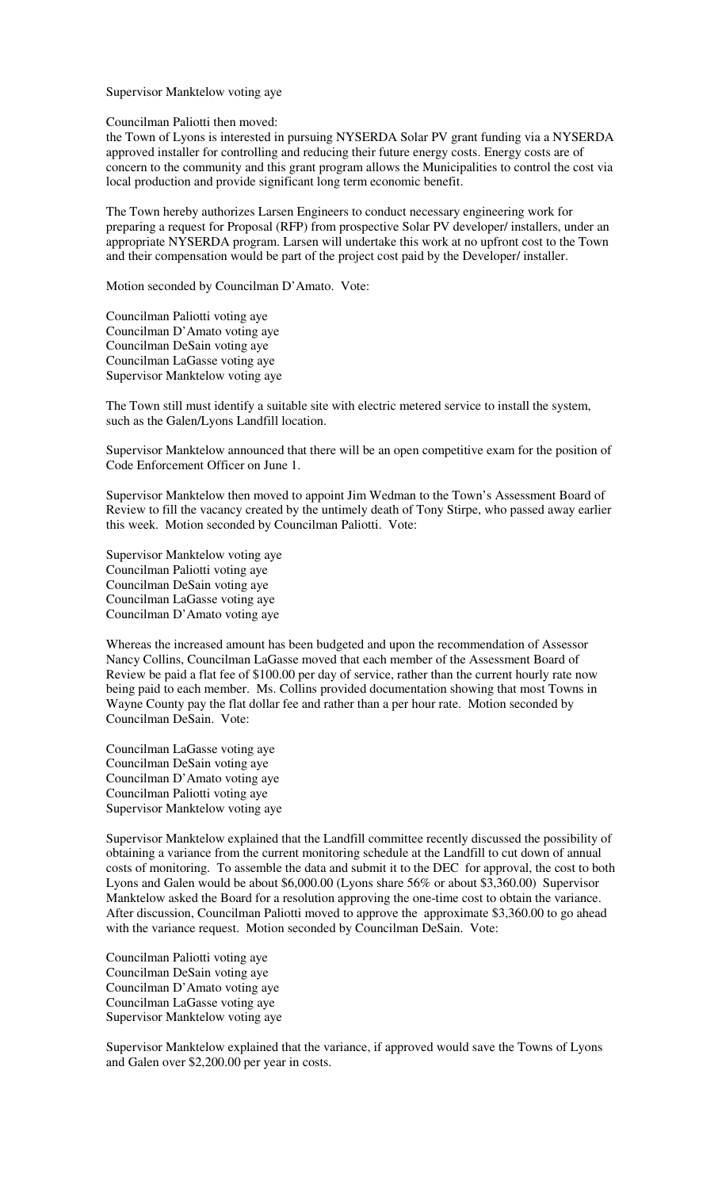Supervisor Manktelow voting aye

Councilman Paliotti then moved:

the Town of Lyons is interested in pursuing NYSERDA Solar PV grant funding via a NYSERDA approved installer for controlling and reducing their future energy costs. Energy costs are of concern to the community and this grant program allows the Municipalities to control the cost via local production and provide significant long term economic benefit.

The Town hereby authorizes Larsen Engineers to conduct necessary engineering work for preparing a request for Proposal (RFP) from prospective Solar PV developer/ installers, under an appropriate NYSERDA program. Larsen will undertake this work at no upfront cost to the Town and their compensation would be part of the project cost paid by the Developer/ installer.

Motion seconded by Councilman D'Amato. Vote:

Councilman Paliotti voting aye
Councilman D'Amato voting aye
Councilman DeSain voting aye
Councilman LaGasse voting aye
Supervisor Manktelow voting aye

The Town still must identify a suitable site with electric metered service to install the system, such as the Galen/Lyons Landfill location.

Supervisor Manktelow announced that there will be an open competitive exam for the position of Code Enforcement Officer on June 1.

Supervisor Manktelow then moved to appoint Jim Wedman to the Town's Assessment Board of Review to fill the vacancy created by the untimely death of Tony Stirpe, who passed away earlier this week. Motion seconded by Councilman Paliotti. Vote:

Supervisor Manktelow voting aye
Councilman Paliotti voting aye
Councilman DeSain voting aye
Councilman LaGasse voting aye
Councilman D'Amato voting aye

Whereas the increased amount has been budgeted and upon the recommendation of Assessor Nancy Collins, Councilman LaGasse moved that each member of the Assessment Board of Review be paid a flat fee of $100.00 per day of service, rather than the current hourly rate now being paid to each member. Ms. Collins provided documentation showing that most Towns in Wayne County pay the flat dollar fee and rather than a per hour rate. Motion seconded by Councilman DeSain. Vote:

Councilman LaGasse voting aye
Councilman DeSain voting aye
Councilman D'Amato voting aye
Councilman Paliotti voting aye
Supervisor Manktelow voting aye

Supervisor Manktelow explained that the Landfill committee recently discussed the possibility of obtaining a variance from the current monitoring schedule at the Landfill to cut down of annual costs of monitoring. To assemble the data and submit it to the DEC for approval, the cost to both Lyons and Galen would be about $6,000.00 (Lyons share 56% or about $3,360.00) Supervisor Manktelow asked the Board for a resolution approving the one-time cost to obtain the variance. After discussion, Councilman Paliotti moved to approve the approximate $3,360.00 to go ahead with the variance request. Motion seconded by Councilman DeSain. Vote:

Councilman Paliotti voting aye
Councilman DeSain voting aye
Councilman D'Amato voting aye
Councilman LaGasse voting aye
Supervisor Manktelow voting aye

Supervisor Manktelow explained that the variance, if approved would save the Towns of Lyons and Galen over $2,200.00 per year in costs.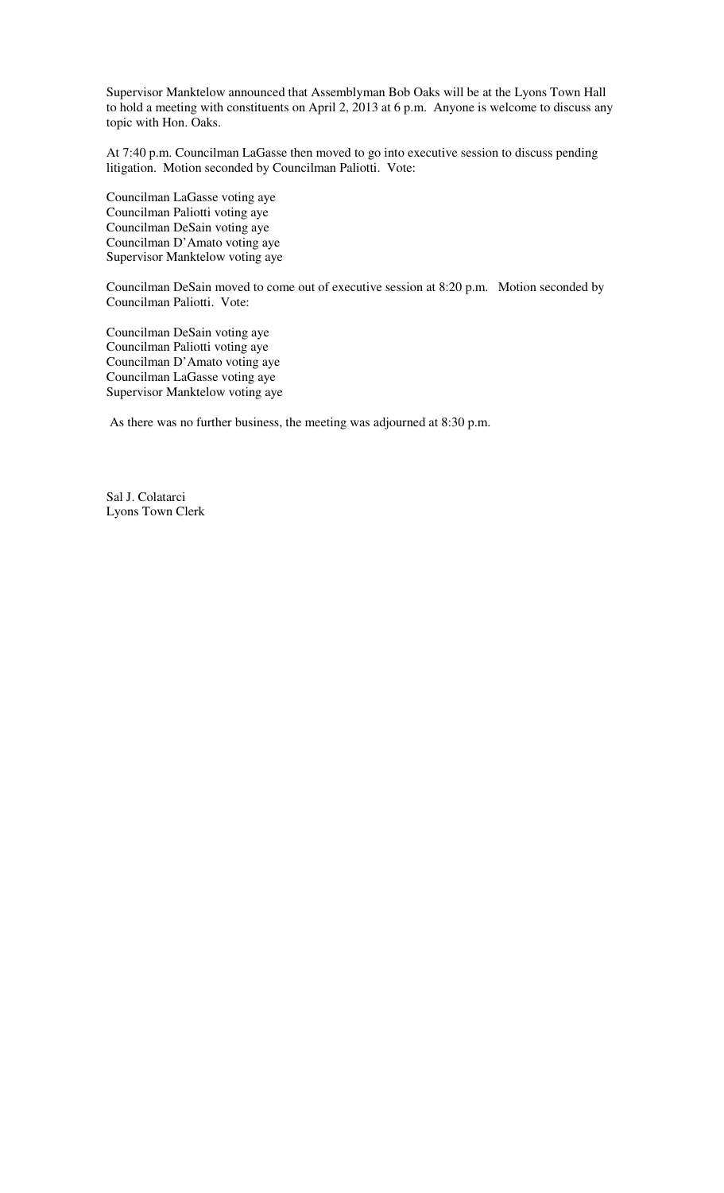Supervisor Manktelow announced that Assemblyman Bob Oaks will be at the Lyons Town Hall to hold a meeting with constituents on April 2, 2013 at 6 p.m. Anyone is welcome to discuss any topic with Hon. Oaks.

At 7:40 p.m. Councilman LaGasse then moved to go into executive session to discuss pending litigation. Motion seconded by Councilman Paliotti. Vote:

Councilman LaGasse voting aye  
Councilman Paliotti voting aye  
Councilman DeSain voting aye  
Councilman D'Amato voting aye  
Supervisor Manktelow voting aye

Councilman DeSain moved to come out of executive session at 8:20 p.m. Motion seconded by Councilman Paliotti. Vote:

Councilman DeSain voting aye  
Councilman Paliotti voting aye  
Councilman D'Amato voting aye  
Councilman LaGasse voting aye  
Supervisor Manktelow voting aye

As there was no further business, the meeting was adjourned at 8:30 p.m.

Sal J. Colatarci  
Lyons Town Clerk